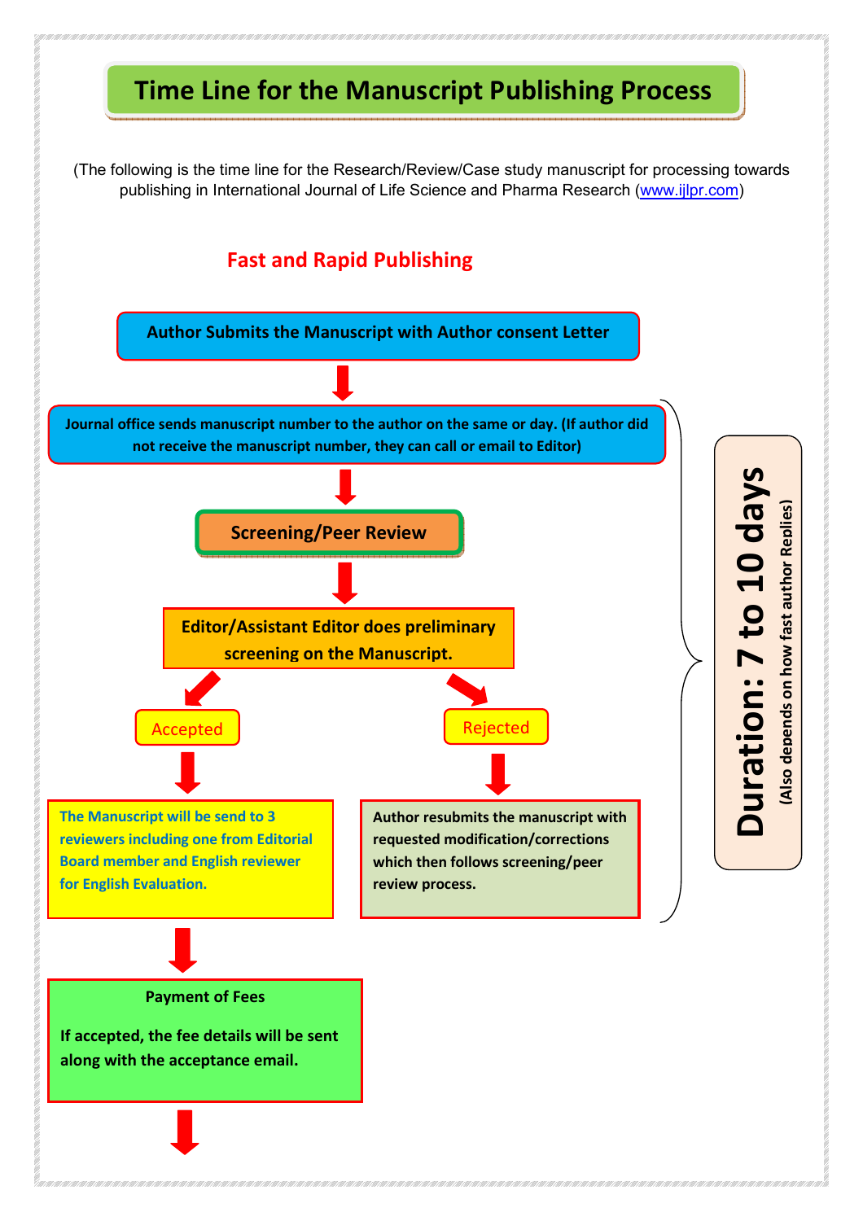# Time Line for the Manuscript Publishing Process

(The following is the time line for the Research/Review/Case study manuscript for processing towards publishing in International Journal of Life Science and Pharma Research (www.ijlpr.com)

## Fast and Rapid Publishing

**Author Submits the Manuscript with Author consent Letter**

↓

**Journal office sends manuscript number to the author on the same or day. (If author did not receive the manuscript number, they can call or email to Editor)**

↓

**Screening/Peer Review**

↓

**Editor/Assistant Editor does preliminary screening on the Manuscript.**

**Accepted** → **The Manuscript will be send to 3 reviewers including one from Editorial Board member and English reviewer for English Evaluation.**

**Rejected** → **Author resubmits the manuscript with requested modification/corrections which then follows screening/peer review process.**

**Duration: 7 to 10 days**
**(Also depends on how fast author Replies)**

↓

**Payment of Fees**

**If accepted, the fee details will be sent along with the acceptance email.**

↓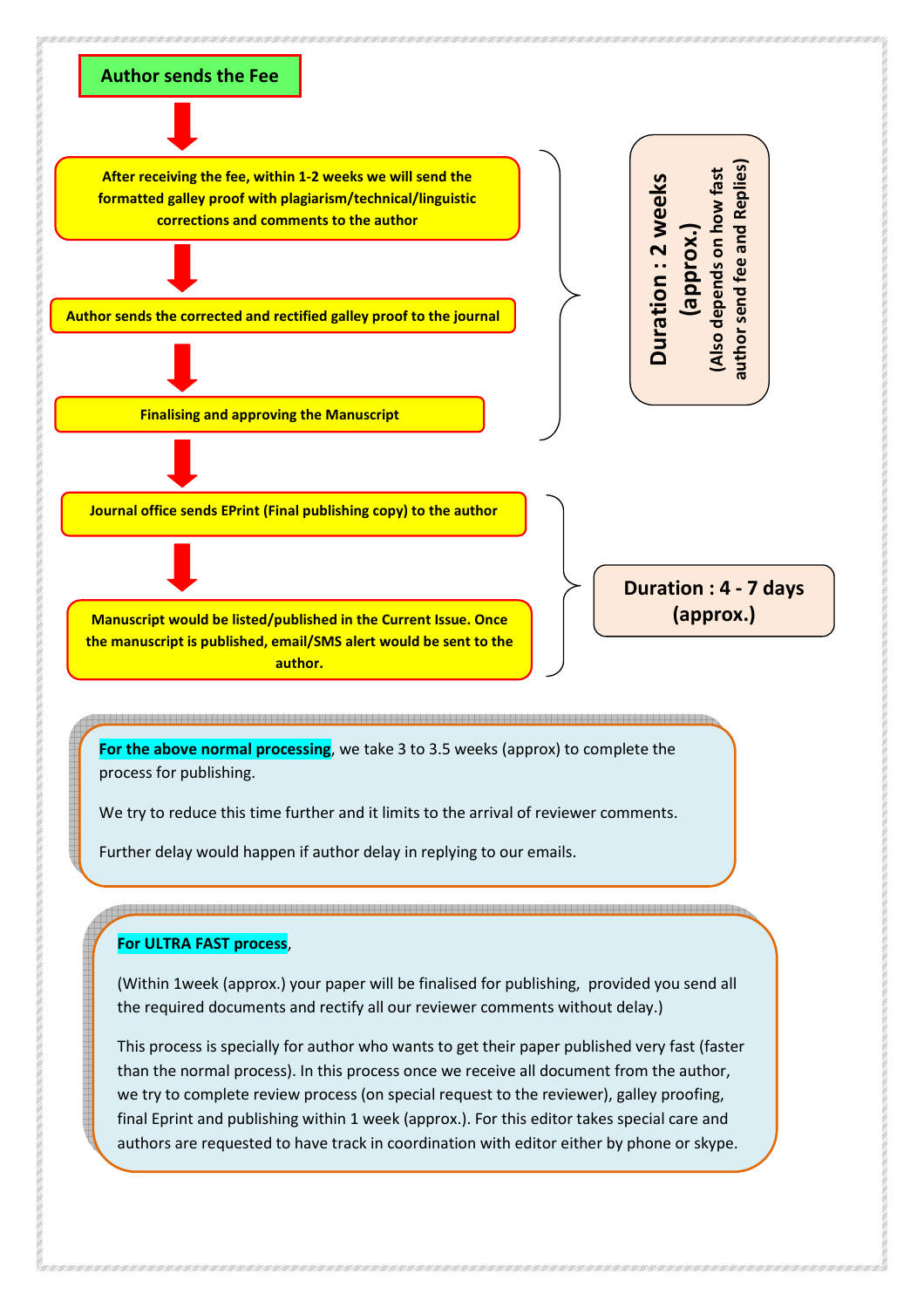**Author sends the Fee**

↓

**After receiving the fee, within 1-2 weeks we will send the formatted galley proof with plagiarism/technical/linguistic corrections and comments to the author**

↓

**Author sends the corrected and rectified galley proof to the journal**

↓

**Finalising and approving the Manuscript**

**Duration : 2 weeks (approx.)** (Also depends on how fast author send fee and Replies)

↓

**Journal office sends EPrint (Final publishing copy) to the author**

↓

**Manuscript would be listed/published in the Current Issue. Once the manuscript is published, email/SMS alert would be sent to the author.**

**Duration : 4 - 7 days (approx.)**

**For the above normal processing**, we take 3 to 3.5 weeks (approx) to complete the process for publishing.

We try to reduce this time further and it limits to the arrival of reviewer comments.

Further delay would happen if author delay in replying to our emails.

**For ULTRA FAST process**,

(Within 1week (approx.) your paper will be finalised for publishing, provided you send all the required documents and rectify all our reviewer comments without delay.)

This process is specially for author who wants to get their paper published very fast (faster than the normal process). In this process once we receive all document from the author, we try to complete review process (on special request to the reviewer), galley proofing, final Eprint and publishing within 1 week (approx.). For this editor takes special care and authors are requested to have track in coordination with editor either by phone or skype.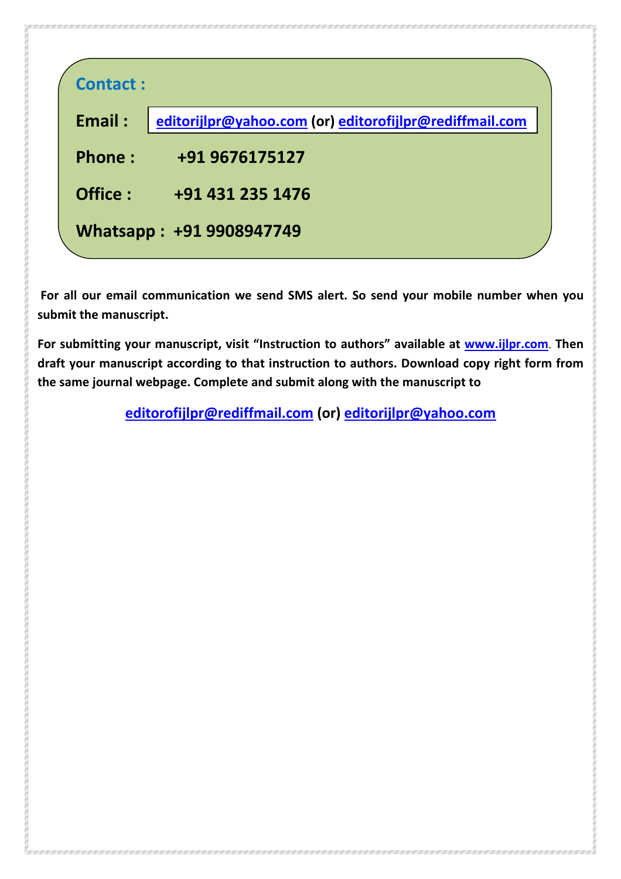## Contact :

**Email :** editorijlpr@yahoo.com (or) editorofijlpr@rediffmail.com

**Phone :** +91 9676175127

**Office :** +91 431 235 1476

**Whatsapp :** +91 9908947749

**For all our email communication we send SMS alert. So send your mobile number when you submit the manuscript.**

**For submitting your manuscript, visit "Instruction to authors" available at www.ijlpr.com. Then draft your manuscript according to that instruction to authors. Download copy right form from the same journal webpage. Complete and submit along with the manuscript to**

**editorofijlpr@rediffmail.com (or) editorijlpr@yahoo.com**